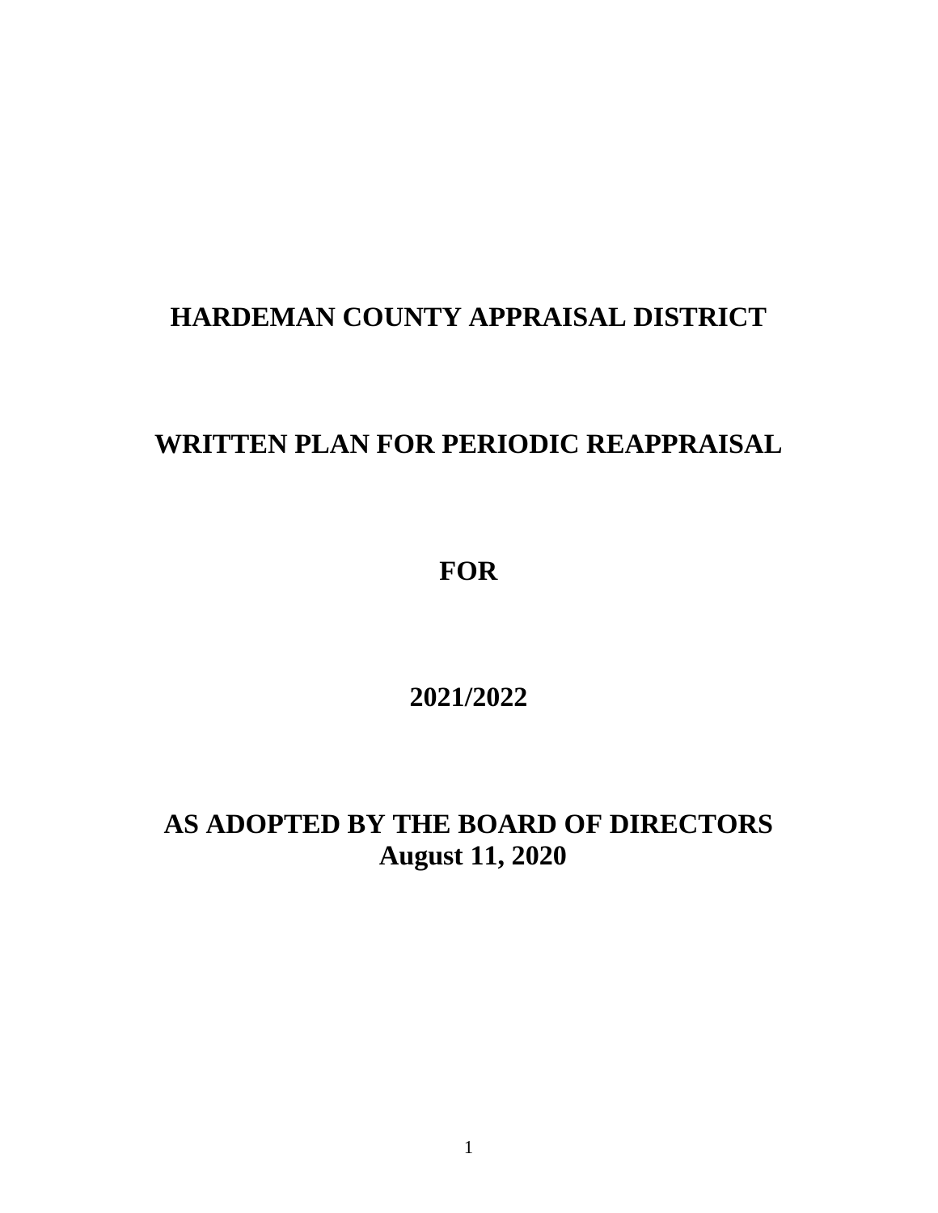# HARDEMAN COUNTY APPRAISAL DISTRICT

# WRITTEN PLAN FOR PERIODIC REAPPRAISAL

# FOR

# 2021/2022

# AS ADOPTED BY THE BOARD OF DIRECTORS
**August 11, 2020**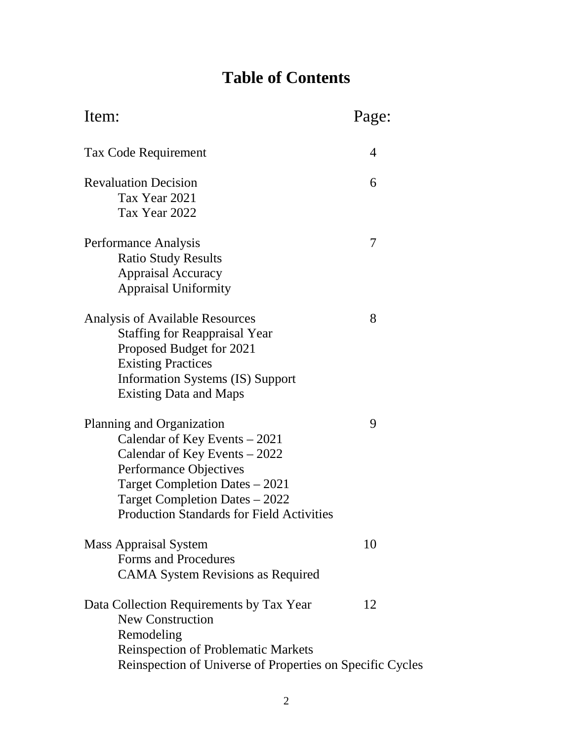# Table of Contents

| Item: | Page: |
| --- | --- |
| Tax Code Requirement | 4 |
| Revaluation Decision | 6 |
| Tax Year 2021 | |
| Tax Year 2022 | |
| Performance Analysis | 7 |
| Ratio Study Results | |
| Appraisal Accuracy | |
| Appraisal Uniformity | |
| Analysis of Available Resources | 8 |
| Staffing for Reappraisal Year | |
| Proposed Budget for 2021 | |
| Existing Practices | |
| Information Systems (IS) Support | |
| Existing Data and Maps | |
| Planning and Organization | 9 |
| Calendar of Key Events – 2021 | |
| Calendar of Key Events – 2022 | |
| Performance Objectives | |
| Target Completion Dates – 2021 | |
| Target Completion Dates – 2022 | |
| Production Standards for Field Activities | |
| Mass Appraisal System | 10 |
| Forms and Procedures | |
| CAMA System Revisions as Required | |
| Data Collection Requirements by Tax Year | 12 |
| New Construction | |
| Remodeling | |
| Reinspection of Problematic Markets | |
| Reinspection of Universe of Properties on Specific Cycles | |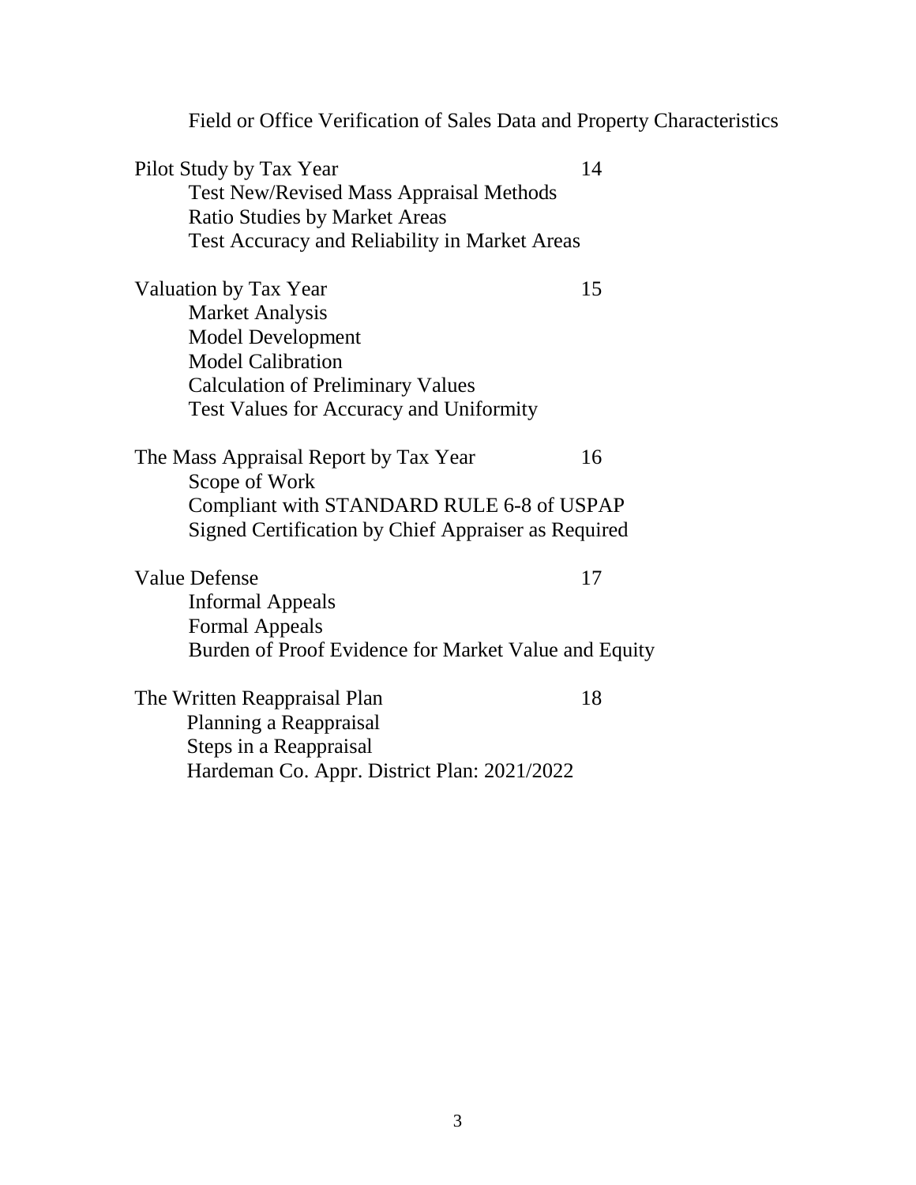Field or Office Verification of Sales Data and Property Characteristics

| | |
|---|---|
| Pilot Study by Tax Year | 14 |
| Test New/Revised Mass Appraisal Methods | |
| Ratio Studies by Market Areas | |
| Test Accuracy and Reliability in Market Areas | |
| | |
| Valuation by Tax Year | 15 |
| Market Analysis | |
| Model Development | |
| Model Calibration | |
| Calculation of Preliminary Values | |
| Test Values for Accuracy and Uniformity | |
| | |
| The Mass Appraisal Report by Tax Year | 16 |
| Scope of Work | |
| Compliant with STANDARD RULE 6-8 of USPAP | |
| Signed Certification by Chief Appraiser as Required | |
| | |
| Value Defense | 17 |
| Informal Appeals | |
| Formal Appeals | |
| Burden of Proof Evidence for Market Value and Equity | |
| | |
| The Written Reappraisal Plan | 18 |
| Planning a Reappraisal | |
| Steps in a Reappraisal | |
| Hardeman Co. Appr. District Plan: 2021/2022 | |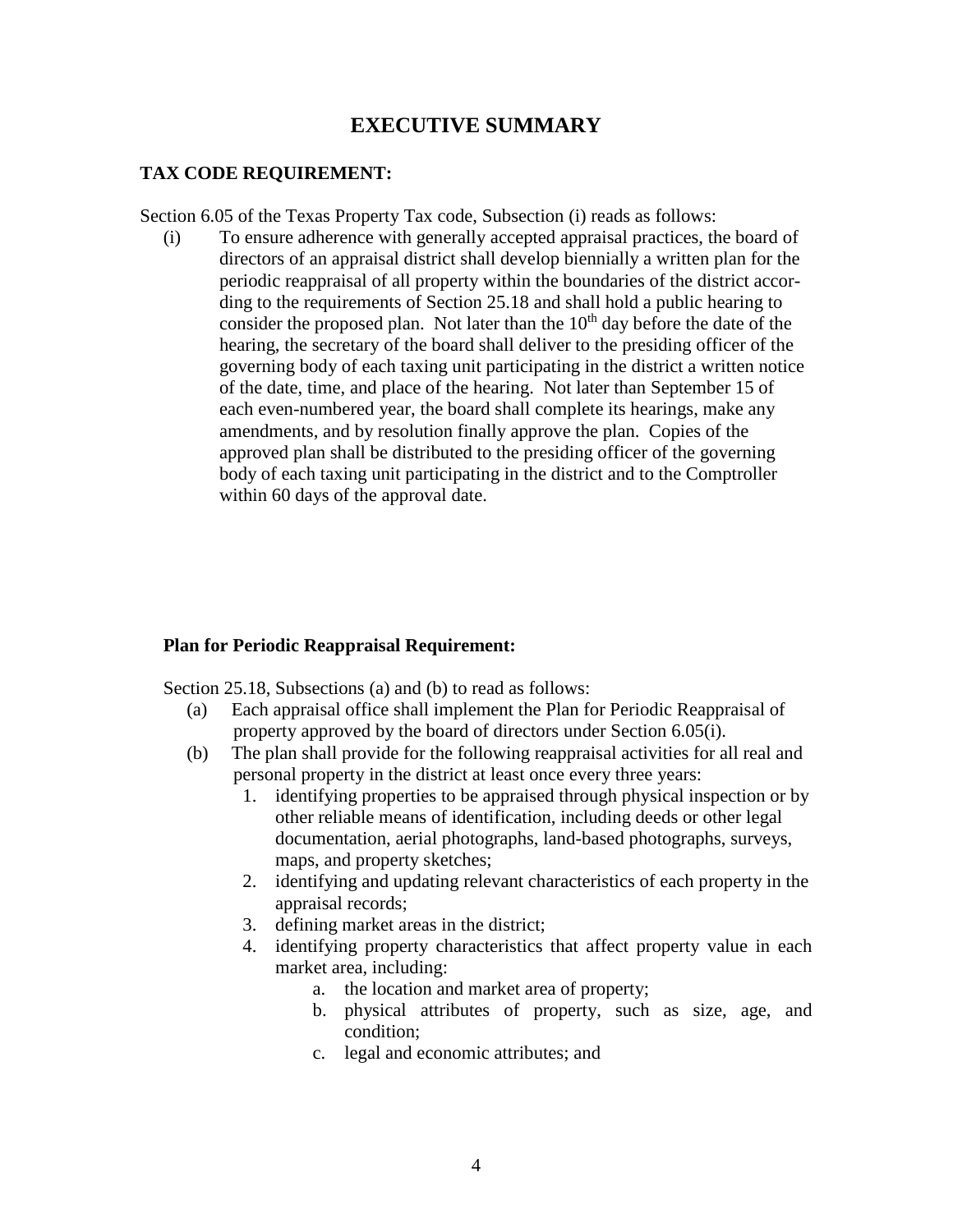# EXECUTIVE SUMMARY

## TAX CODE REQUIREMENT:

Section 6.05 of the Texas Property Tax code, Subsection (i) reads as follows:

(i) To ensure adherence with generally accepted appraisal practices, the board of directors of an appraisal district shall develop biennially a written plan for the periodic reappraisal of all property within the boundaries of the district according to the requirements of Section 25.18 and shall hold a public hearing to consider the proposed plan. Not later than the 10th day before the date of the hearing, the secretary of the board shall deliver to the presiding officer of the governing body of each taxing unit participating in the district a written notice of the date, time, and place of the hearing. Not later than September 15 of each even-numbered year, the board shall complete its hearings, make any amendments, and by resolution finally approve the plan. Copies of the approved plan shall be distributed to the presiding officer of the governing body of each taxing unit participating in the district and to the Comptroller within 60 days of the approval date.

### Plan for Periodic Reappraisal Requirement:

Section 25.18, Subsections (a) and (b) to read as follows:

(a) Each appraisal office shall implement the Plan for Periodic Reappraisal of property approved by the board of directors under Section 6.05(i).

(b) The plan shall provide for the following reappraisal activities for all real and personal property in the district at least once every three years:

1. identifying properties to be appraised through physical inspection or by other reliable means of identification, including deeds or other legal documentation, aerial photographs, land-based photographs, surveys, maps, and property sketches;
2. identifying and updating relevant characteristics of each property in the appraisal records;
3. defining market areas in the district;
4. identifying property characteristics that affect property value in each market area, including:
    a. the location and market area of property;
    b. physical attributes of property, such as size, age, and condition;
    c. legal and economic attributes; and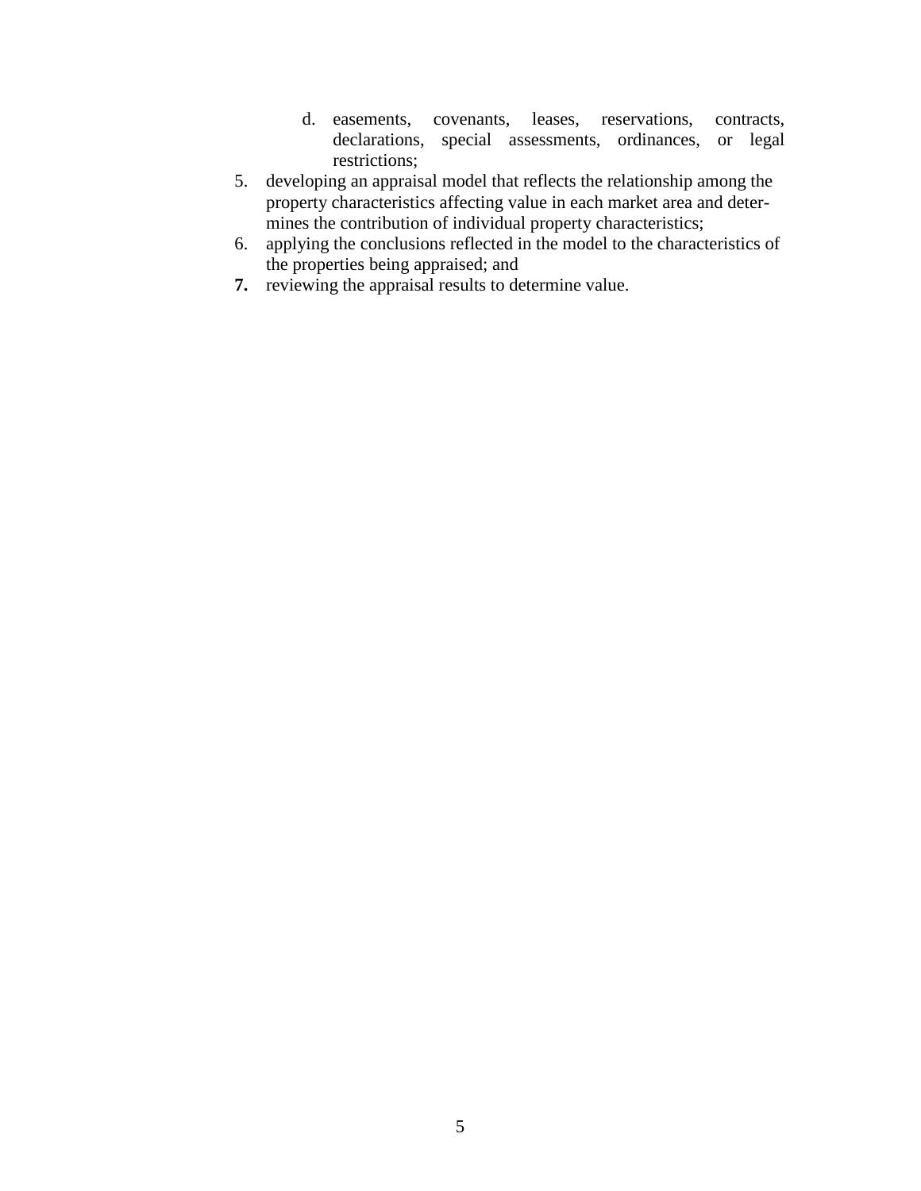d. easements, covenants, leases, reservations, contracts, declarations, special assessments, ordinances, or legal restrictions;

5. developing an appraisal model that reflects the relationship among the property characteristics affecting value in each market area and determines the contribution of individual property characteristics;
6. applying the conclusions reflected in the model to the characteristics of the properties being appraised; and
7. reviewing the appraisal results to determine value.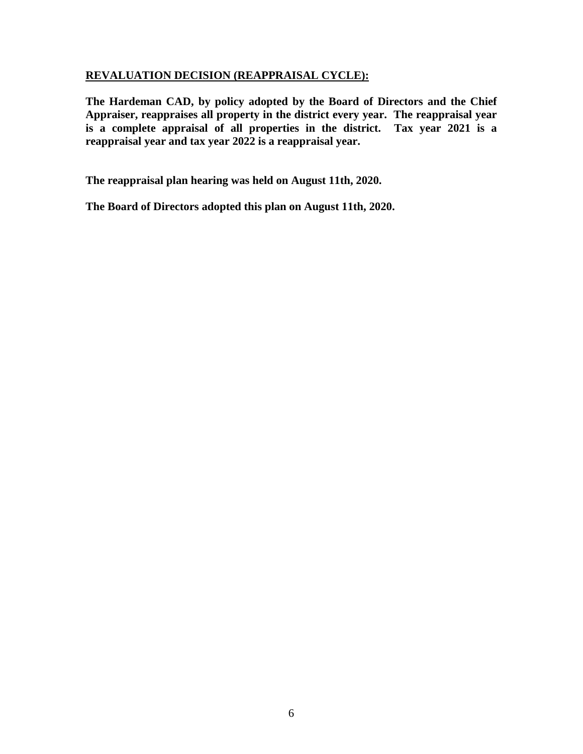## REVALUATION DECISION (REAPPRAISAL CYCLE):

**The Hardeman CAD, by policy adopted by the Board of Directors and the Chief Appraiser, reappraises all property in the district every year. The reappraisal year is a complete appraisal of all properties in the district. Tax year 2021 is a reappraisal year and tax year 2022 is a reappraisal year.**

**The reappraisal plan hearing was held on August 11th, 2020.**

**The Board of Directors adopted this plan on August 11th, 2020.**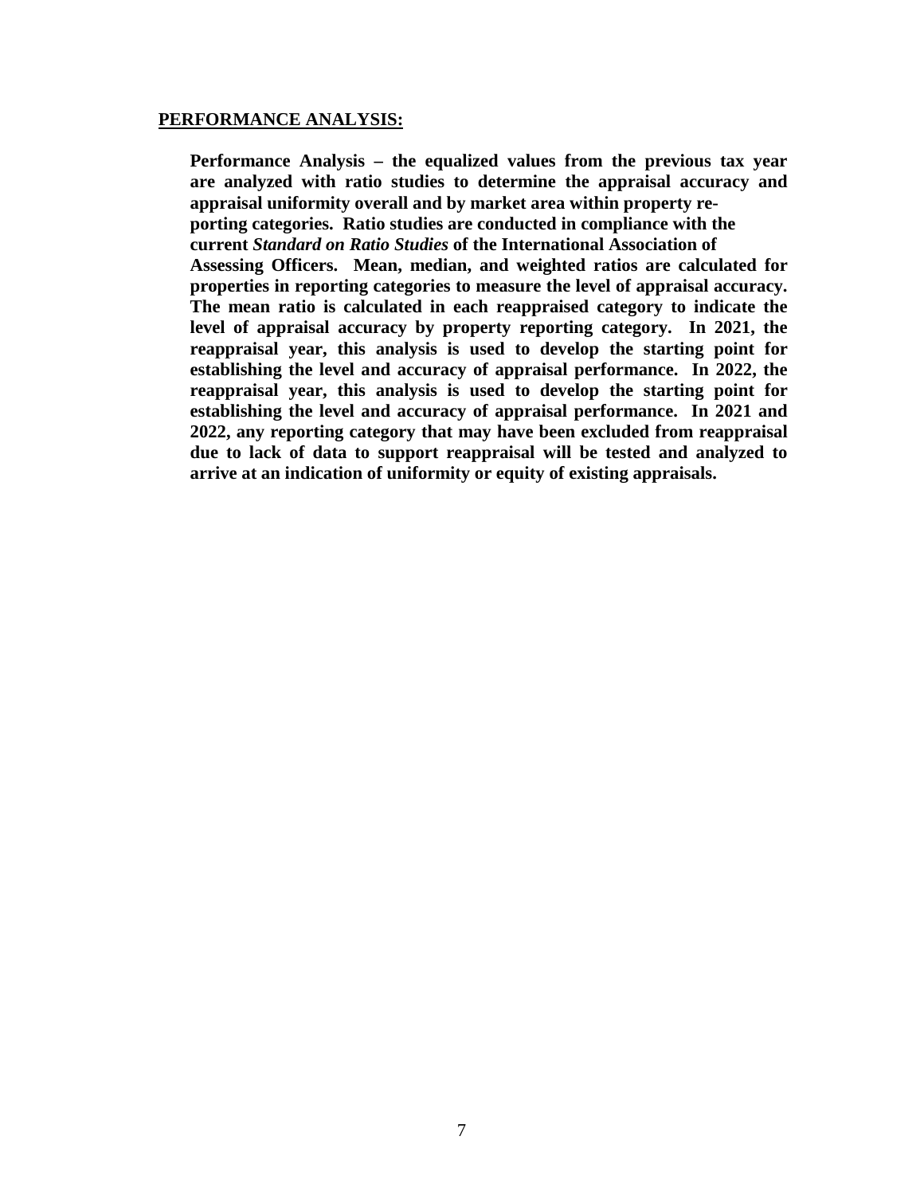**PERFORMANCE ANALYSIS:**

**Performance Analysis – the equalized values from the previous tax year are analyzed with ratio studies to determine the appraisal accuracy and appraisal uniformity overall and by market area within property reporting categories. Ratio studies are conducted in compliance with the current *Standard on Ratio Studies* of the International Association of Assessing Officers. Mean, median, and weighted ratios are calculated for properties in reporting categories to measure the level of appraisal accuracy. The mean ratio is calculated in each reappraised category to indicate the level of appraisal accuracy by property reporting category. In 2021, the reappraisal year, this analysis is used to develop the starting point for establishing the level and accuracy of appraisal performance. In 2022, the reappraisal year, this analysis is used to develop the starting point for establishing the level and accuracy of appraisal performance. In 2021 and 2022, any reporting category that may have been excluded from reappraisal due to lack of data to support reappraisal will be tested and analyzed to arrive at an indication of uniformity or equity of existing appraisals.**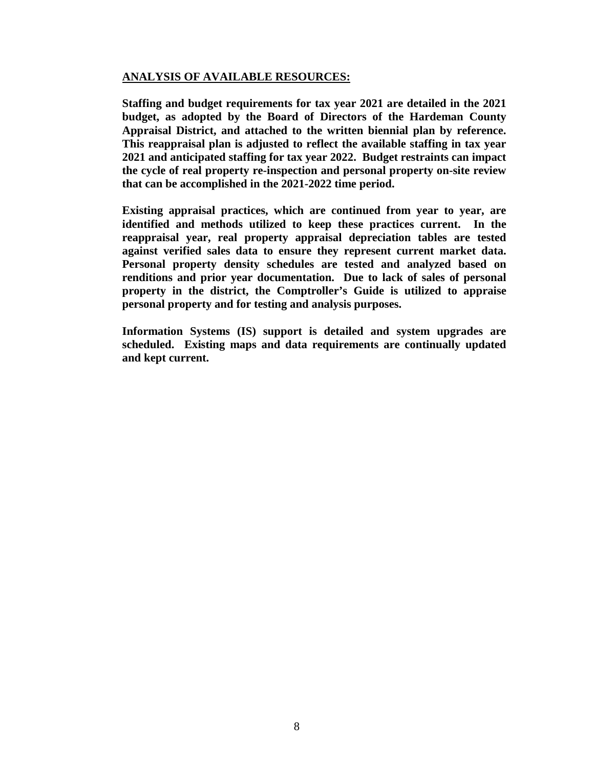## ANALYSIS OF AVAILABLE RESOURCES:

**Staffing and budget requirements for tax year 2021 are detailed in the 2021 budget, as adopted by the Board of Directors of the Hardeman County Appraisal District, and attached to the written biennial plan by reference. This reappraisal plan is adjusted to reflect the available staffing in tax year 2021 and anticipated staffing for tax year 2022. Budget restraints can impact the cycle of real property re-inspection and personal property on-site review that can be accomplished in the 2021-2022 time period.**

**Existing appraisal practices, which are continued from year to year, are identified and methods utilized to keep these practices current. In the reappraisal year, real property appraisal depreciation tables are tested against verified sales data to ensure they represent current market data. Personal property density schedules are tested and analyzed based on renditions and prior year documentation. Due to lack of sales of personal property in the district, the Comptroller's Guide is utilized to appraise personal property and for testing and analysis purposes.**

**Information Systems (IS) support is detailed and system upgrades are scheduled. Existing maps and data requirements are continually updated and kept current.**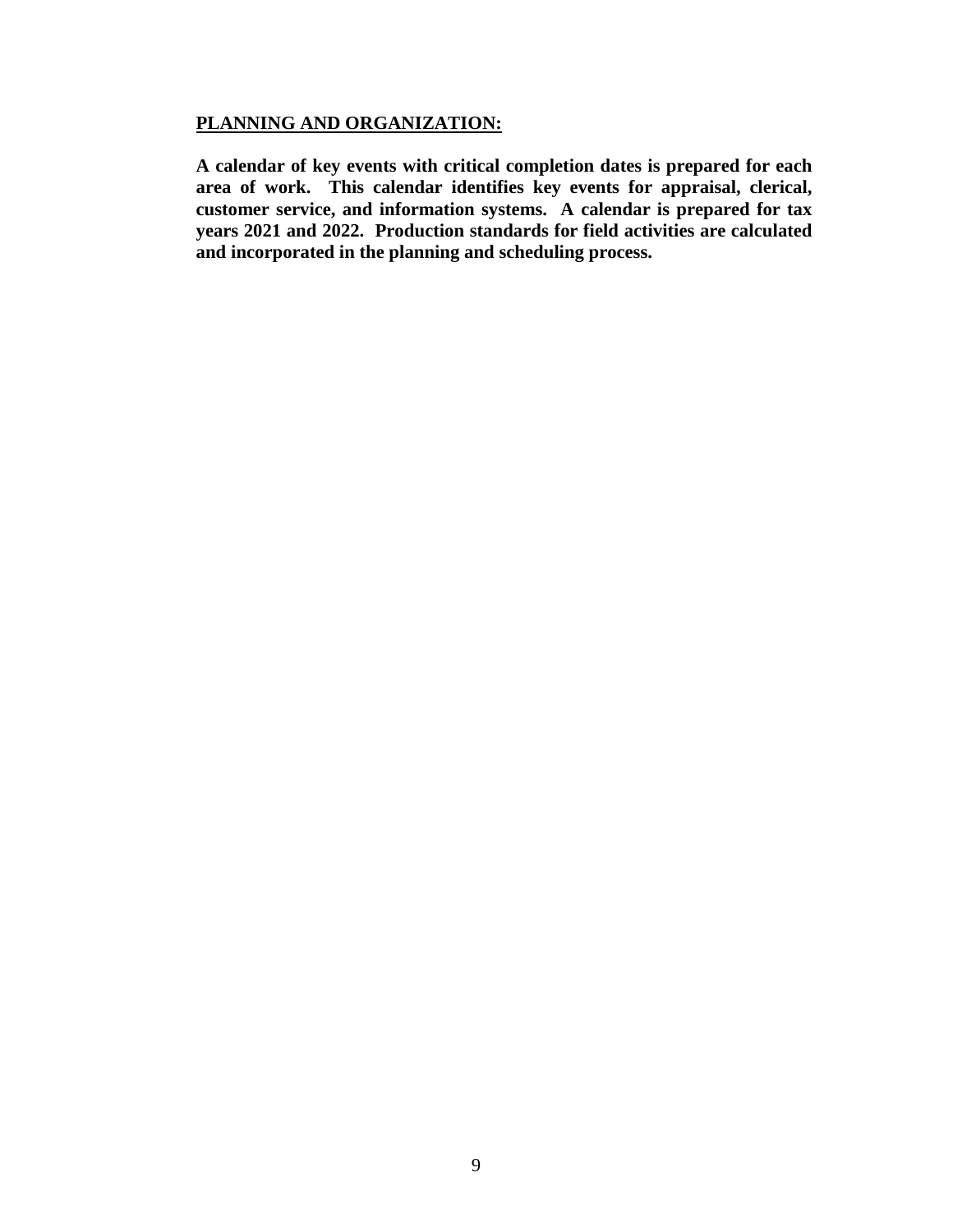**PLANNING AND ORGANIZATION:**

**A calendar of key events with critical completion dates is prepared for each area of work. This calendar identifies key events for appraisal, clerical, customer service, and information systems. A calendar is prepared for tax years 2021 and 2022. Production standards for field activities are calculated and incorporated in the planning and scheduling process.**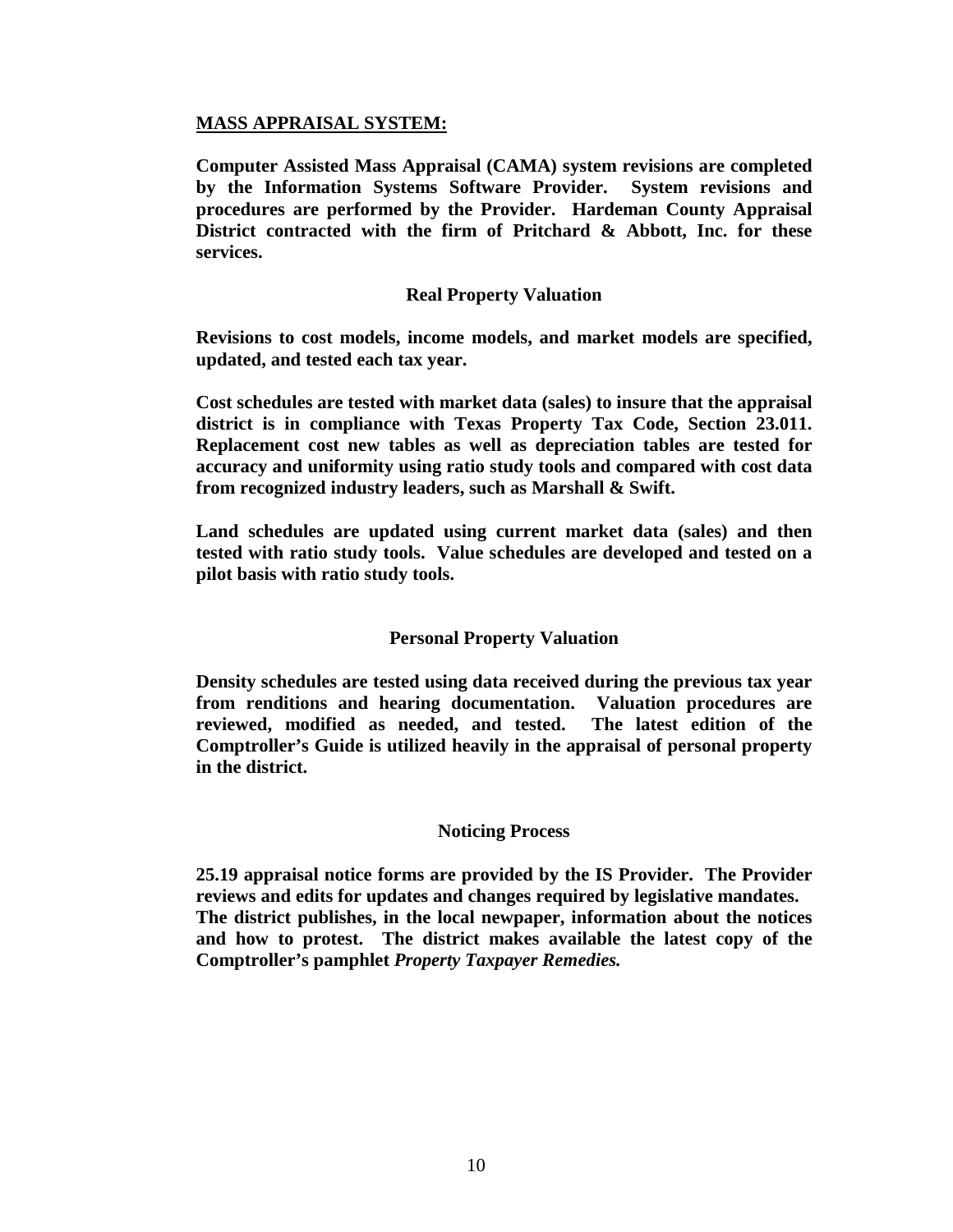## MASS APPRAISAL SYSTEM:

**Computer Assisted Mass Appraisal (CAMA) system revisions are completed by the Information Systems Software Provider. System revisions and procedures are performed by the Provider. Hardeman County Appraisal District contracted with the firm of Pritchard & Abbott, Inc. for these services.**

### Real Property Valuation

**Revisions to cost models, income models, and market models are specified, updated, and tested each tax year.**

**Cost schedules are tested with market data (sales) to insure that the appraisal district is in compliance with Texas Property Tax Code, Section 23.011. Replacement cost new tables as well as depreciation tables are tested for accuracy and uniformity using ratio study tools and compared with cost data from recognized industry leaders, such as Marshall & Swift.**

**Land schedules are updated using current market data (sales) and then tested with ratio study tools. Value schedules are developed and tested on a pilot basis with ratio study tools.**

### Personal Property Valuation

**Density schedules are tested using data received during the previous tax year from renditions and hearing documentation. Valuation procedures are reviewed, modified as needed, and tested. The latest edition of the Comptroller's Guide is utilized heavily in the appraisal of personal property in the district.**

### Noticing Process

**25.19 appraisal notice forms are provided by the IS Provider. The Provider reviews and edits for updates and changes required by legislative mandates. The district publishes, in the local newpaper, information about the notices and how to protest. The district makes available the latest copy of the Comptroller's pamphlet *Property Taxpayer Remedies.***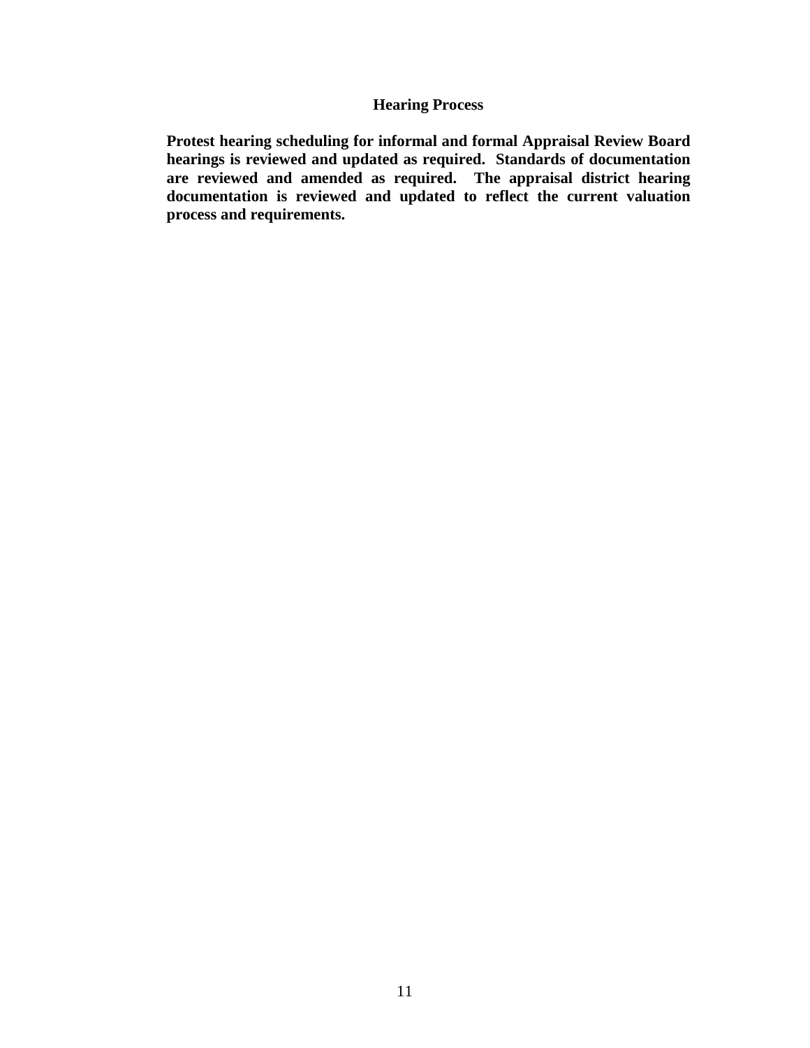## Hearing Process

**Protest hearing scheduling for informal and formal Appraisal Review Board hearings is reviewed and updated as required. Standards of documentation are reviewed and amended as required. The appraisal district hearing documentation is reviewed and updated to reflect the current valuation process and requirements.**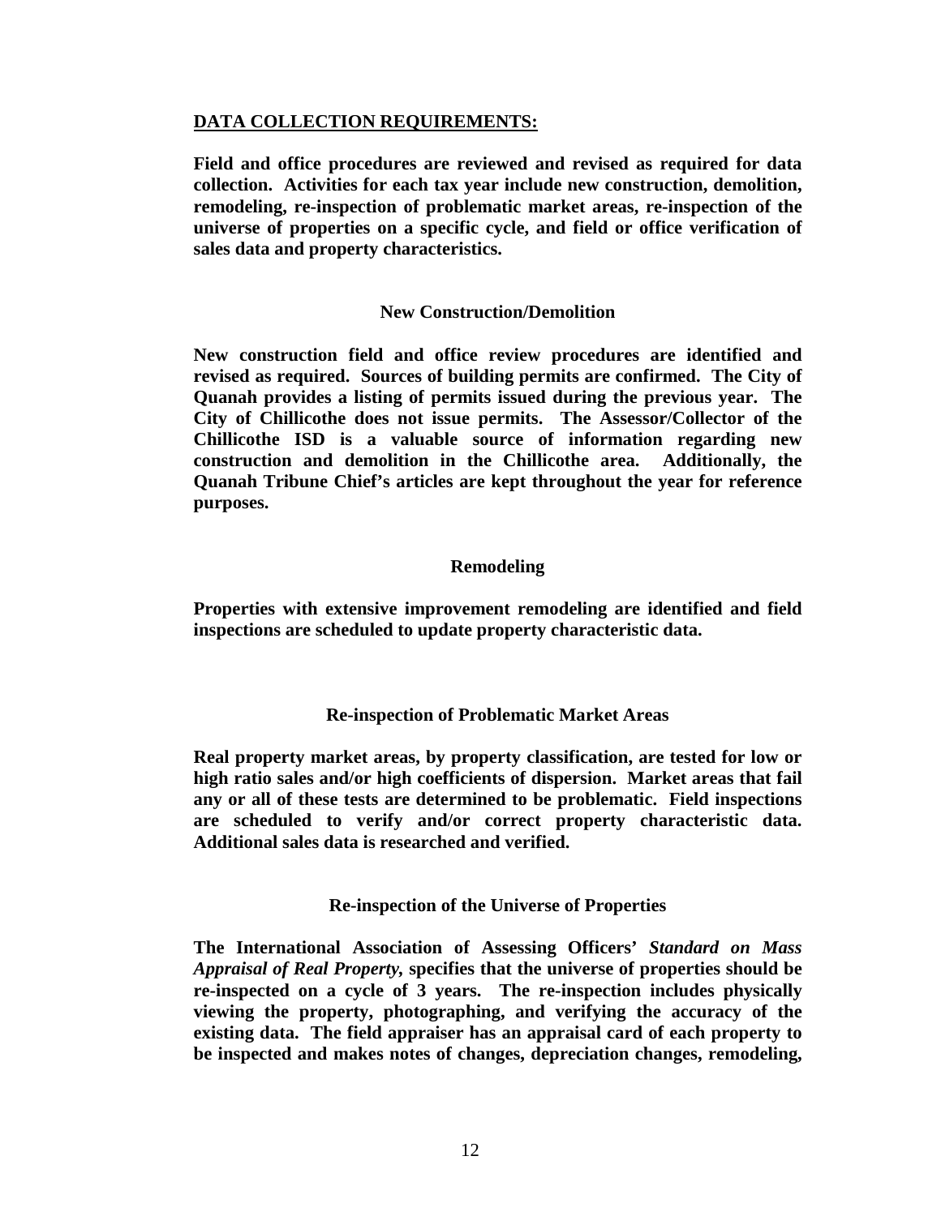## DATA COLLECTION REQUIREMENTS:

**Field and office procedures are reviewed and revised as required for data collection. Activities for each tax year include new construction, demolition, remodeling, re-inspection of problematic market areas, re-inspection of the universe of properties on a specific cycle, and field or office verification of sales data and property characteristics.**

### New Construction/Demolition

**New construction field and office review procedures are identified and revised as required. Sources of building permits are confirmed. The City of Quanah provides a listing of permits issued during the previous year. The City of Chillicothe does not issue permits. The Assessor/Collector of the Chillicothe ISD is a valuable source of information regarding new construction and demolition in the Chillicothe area. Additionally, the Quanah Tribune Chief's articles are kept throughout the year for reference purposes.**

### Remodeling

**Properties with extensive improvement remodeling are identified and field inspections are scheduled to update property characteristic data.**

### Re-inspection of Problematic Market Areas

**Real property market areas, by property classification, are tested for low or high ratio sales and/or high coefficients of dispersion. Market areas that fail any or all of these tests are determined to be problematic. Field inspections are scheduled to verify and/or correct property characteristic data. Additional sales data is researched and verified.**

### Re-inspection of the Universe of Properties

**The International Association of Assessing Officers' *Standard on Mass Appraisal of Real Property*, specifies that the universe of properties should be re-inspected on a cycle of 3 years. The re-inspection includes physically viewing the property, photographing, and verifying the accuracy of the existing data. The field appraiser has an appraisal card of each property to be inspected and makes notes of changes, depreciation changes, remodeling,**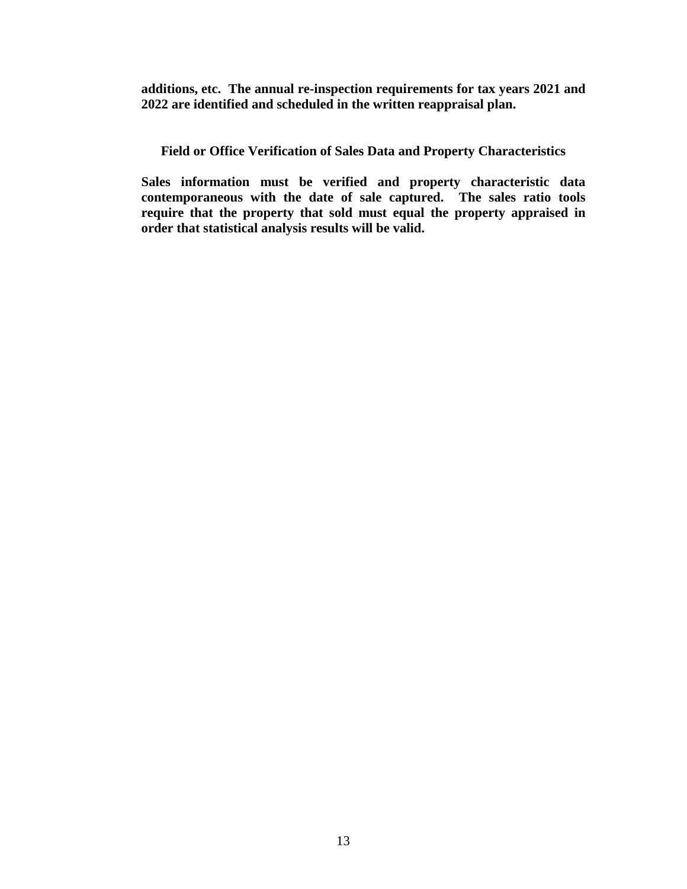**additions, etc. The annual re-inspection requirements for tax years 2021 and 2022 are identified and scheduled in the written reappraisal plan.**

### Field or Office Verification of Sales Data and Property Characteristics

**Sales information must be verified and property characteristic data contemporaneous with the date of sale captured. The sales ratio tools require that the property that sold must equal the property appraised in order that statistical analysis results will be valid.**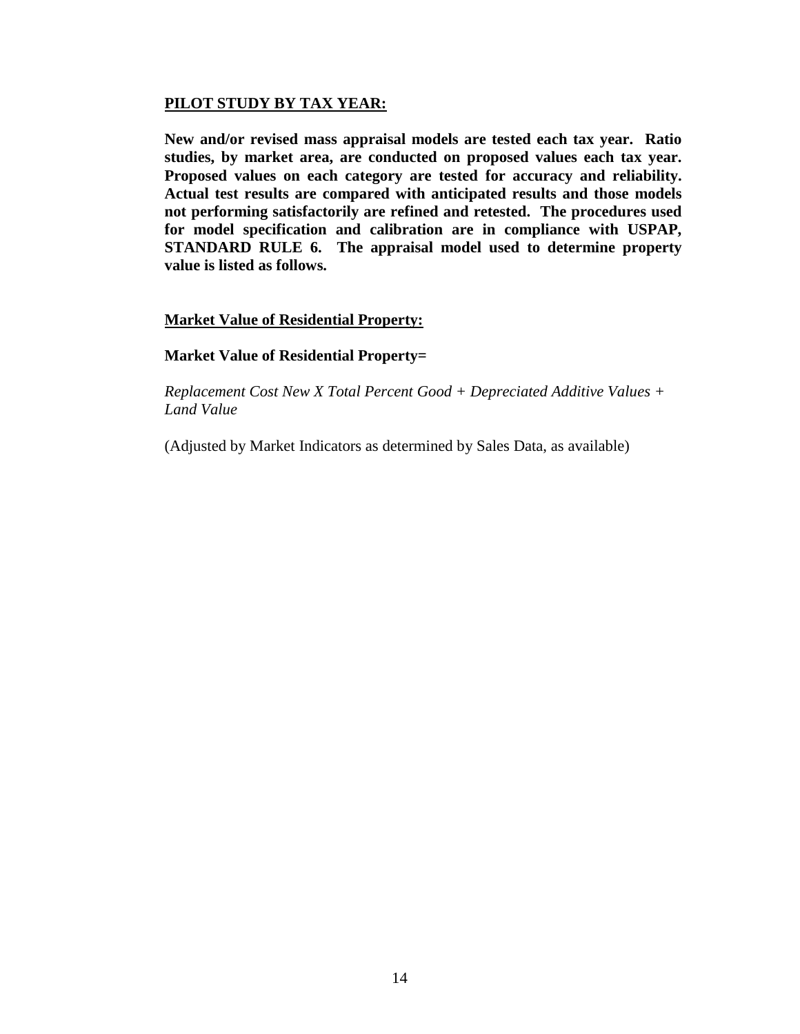## PILOT STUDY BY TAX YEAR:

**New and/or revised mass appraisal models are tested each tax year. Ratio studies, by market area, are conducted on proposed values each tax year. Proposed values on each category are tested for accuracy and reliability. Actual test results are compared with anticipated results and those models not performing satisfactorily are refined and retested. The procedures used for model specification and calibration are in compliance with USPAP, STANDARD RULE 6. The appraisal model used to determine property value is listed as follows.**

## Market Value of Residential Property:

**Market Value of Residential Property=**

*Replacement Cost New X Total Percent Good + Depreciated Additive Values + Land Value*

(Adjusted by Market Indicators as determined by Sales Data, as available)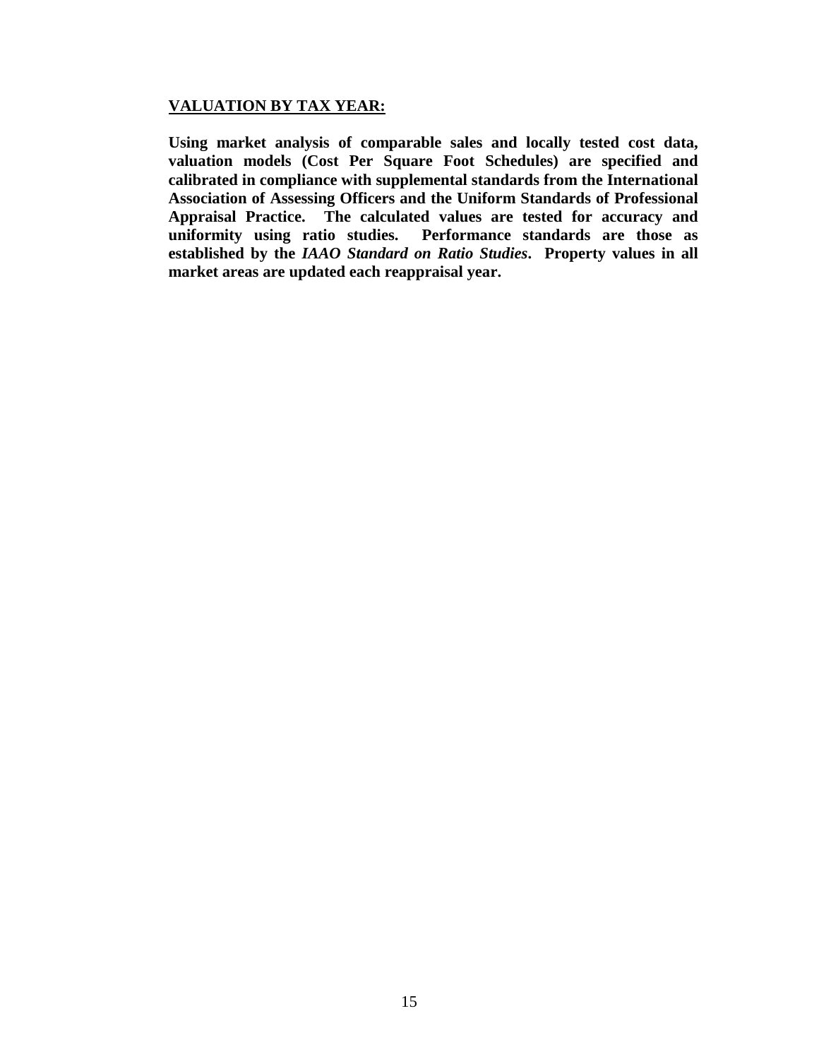## VALUATION BY TAX YEAR:

**Using market analysis of comparable sales and locally tested cost data, valuation models (Cost Per Square Foot Schedules) are specified and calibrated in compliance with supplemental standards from the International Association of Assessing Officers and the Uniform Standards of Professional Appraisal Practice. The calculated values are tested for accuracy and uniformity using ratio studies. Performance standards are those as established by the *IAAO Standard on Ratio Studies*. Property values in all market areas are updated each reappraisal year.**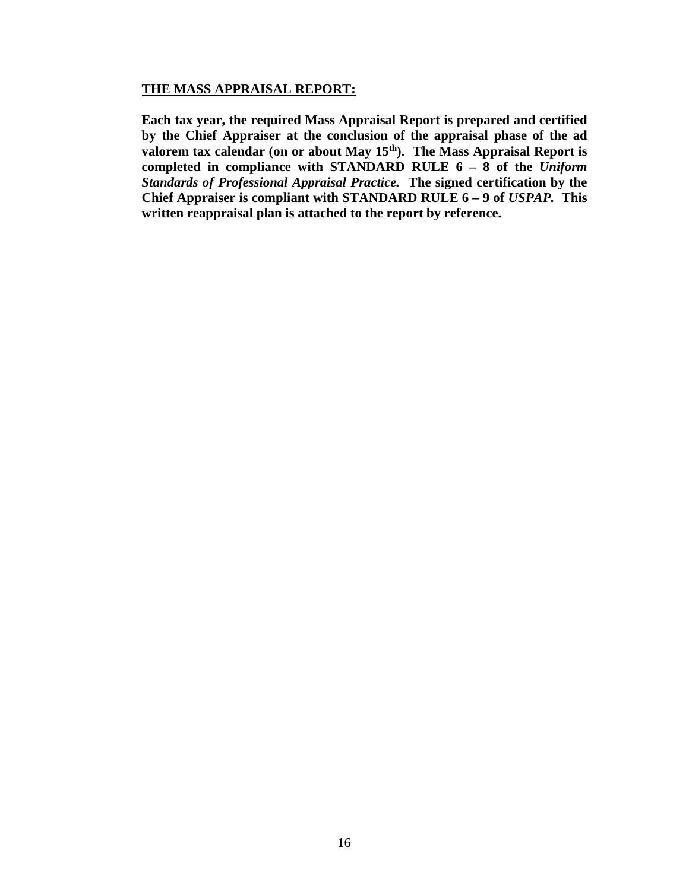## THE MASS APPRAISAL REPORT:

**Each tax year, the required Mass Appraisal Report is prepared and certified by the Chief Appraiser at the conclusion of the appraisal phase of the ad valorem tax calendar (on or about May 15th). The Mass Appraisal Report is completed in compliance with STANDARD RULE 6 – 8 of the *Uniform Standards of Professional Appraisal Practice.* The signed certification by the Chief Appraiser is compliant with STANDARD RULE 6 – 9 of *USPAP.* This written reappraisal plan is attached to the report by reference.**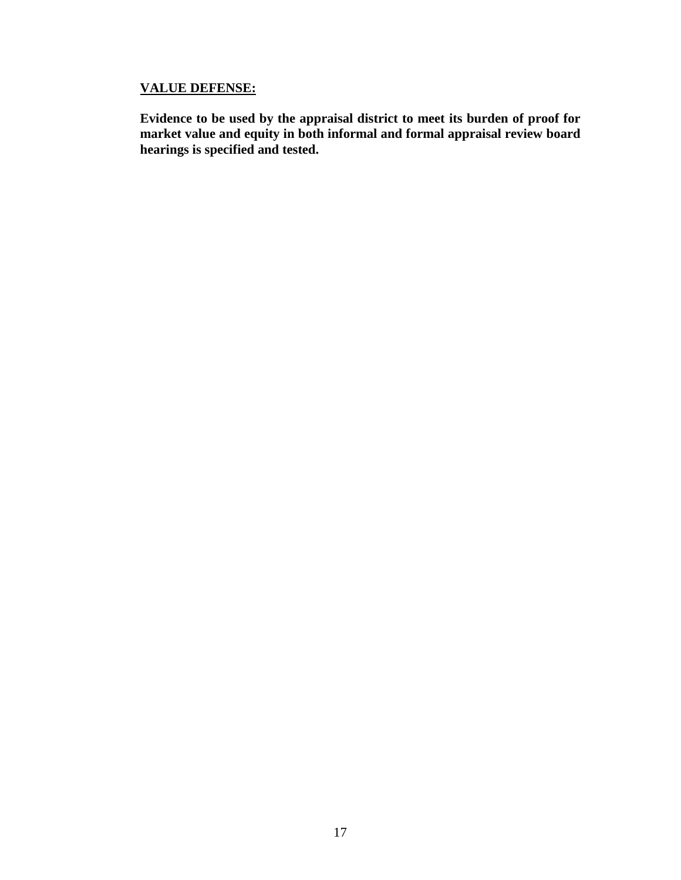**VALUE DEFENSE:**

**Evidence to be used by the appraisal district to meet its burden of proof for market value and equity in both informal and formal appraisal review board hearings is specified and tested.**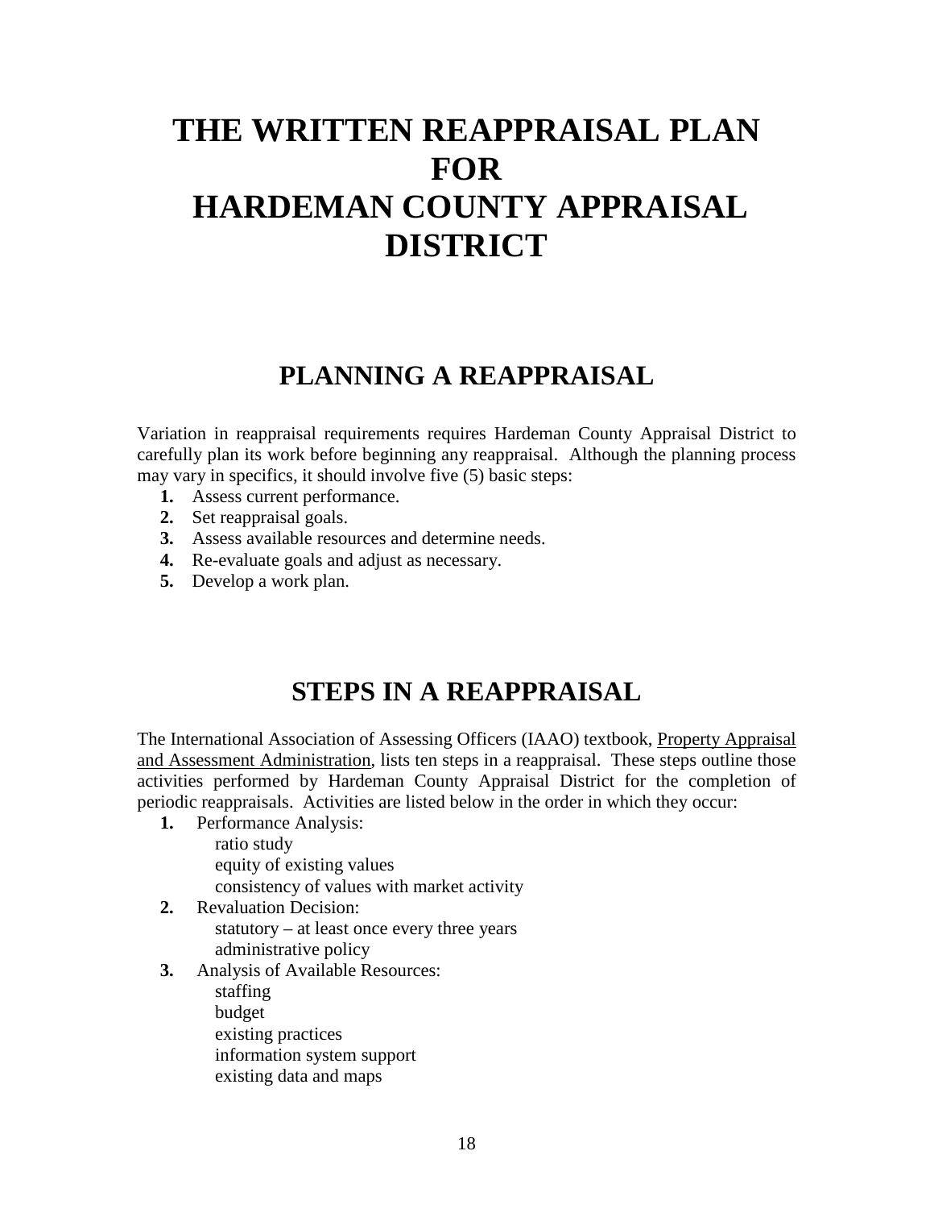# THE WRITTEN REAPPRAISAL PLAN FOR HARDEMAN COUNTY APPRAISAL DISTRICT

## PLANNING A REAPPRAISAL

Variation in reappraisal requirements requires Hardeman County Appraisal District to carefully plan its work before beginning any reappraisal. Although the planning process may vary in specifics, it should involve five (5) basic steps:

1. Assess current performance.
2. Set reappraisal goals.
3. Assess available resources and determine needs.
4. Re-evaluate goals and adjust as necessary.
5. Develop a work plan.

## STEPS IN A REAPPRAISAL

The International Association of Assessing Officers (IAAO) textbook, Property Appraisal and Assessment Administration, lists ten steps in a reappraisal. These steps outline those activities performed by Hardeman County Appraisal District for the completion of periodic reappraisals. Activities are listed below in the order in which they occur:

1. Performance Analysis:
   - ratio study
   - equity of existing values
   - consistency of values with market activity
2. Revaluation Decision:
   - statutory – at least once every three years
   - administrative policy
3. Analysis of Available Resources:
   - staffing
   - budget
   - existing practices
   - information system support
   - existing data and maps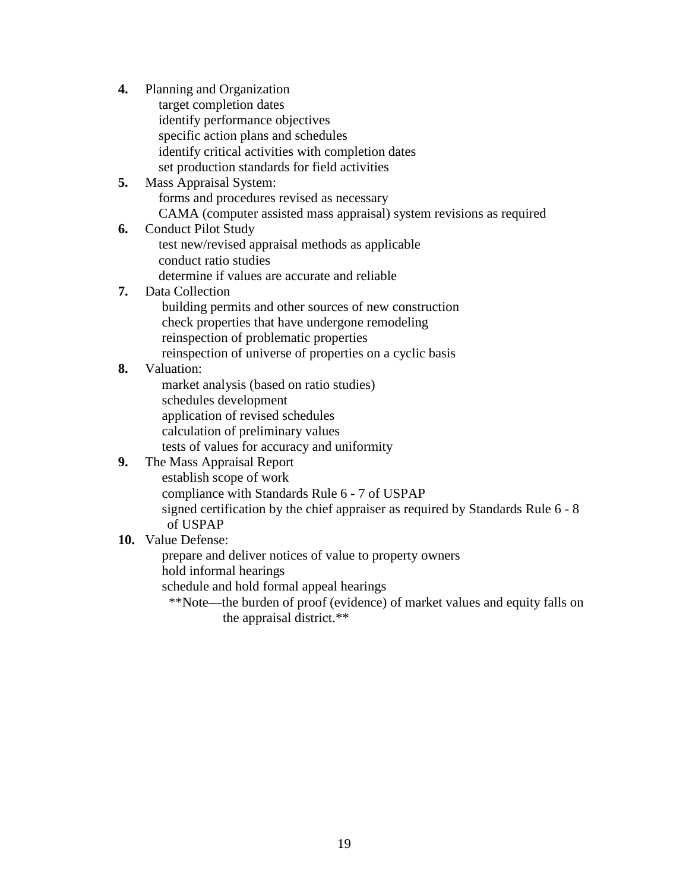**4.** Planning and Organization
- target completion dates
- identify performance objectives
- specific action plans and schedules
- identify critical activities with completion dates
- set production standards for field activities

**5.** Mass Appraisal System:
- forms and procedures revised as necessary
- CAMA (computer assisted mass appraisal) system revisions as required

**6.** Conduct Pilot Study
- test new/revised appraisal methods as applicable
- conduct ratio studies
- determine if values are accurate and reliable

**7.** Data Collection
- building permits and other sources of new construction
- check properties that have undergone remodeling
- reinspection of problematic properties
- reinspection of universe of properties on a cyclic basis

**8.** Valuation:
- market analysis (based on ratio studies)
- schedules development
- application of revised schedules
- calculation of preliminary values
- tests of values for accuracy and uniformity

**9.** The Mass Appraisal Report
- establish scope of work
- compliance with Standards Rule 6 - 7 of USPAP
- signed certification by the chief appraiser as required by Standards Rule 6 - 8 of USPAP

**10.** Value Defense:
- prepare and deliver notices of value to property owners
- hold informal hearings
- schedule and hold formal appeal hearings

  **Note—the burden of proof (evidence) of market values and equity falls on the appraisal district.**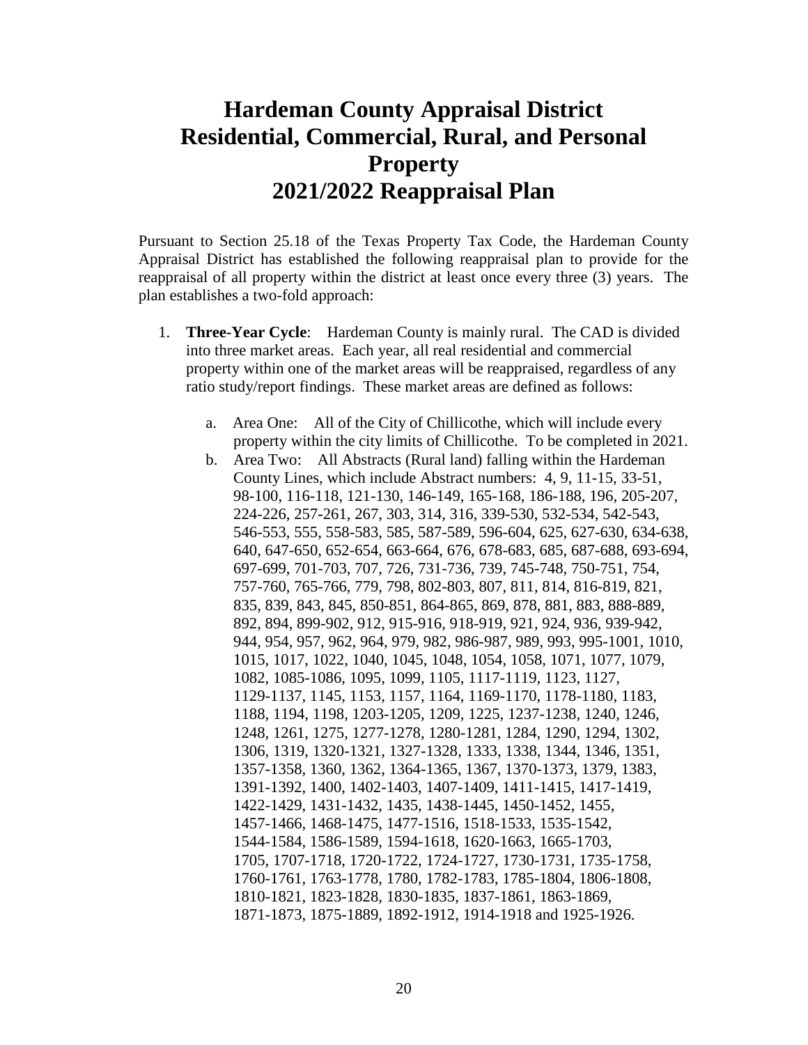# Hardeman County Appraisal District Residential, Commercial, Rural, and Personal Property 2021/2022 Reappraisal Plan

Pursuant to Section 25.18 of the Texas Property Tax Code, the Hardeman County Appraisal District has established the following reappraisal plan to provide for the reappraisal of all property within the district at least once every three (3) years. The plan establishes a two-fold approach:

1. **Three-Year Cycle**: Hardeman County is mainly rural. The CAD is divided into three market areas. Each year, all real residential and commercial property within one of the market areas will be reappraised, regardless of any ratio study/report findings. These market areas are defined as follows:

   a. Area One: All of the City of Chillicothe, which will include every property within the city limits of Chillicothe. To be completed in 2021.

   b. Area Two: All Abstracts (Rural land) falling within the Hardeman County Lines, which include Abstract numbers: 4, 9, 11-15, 33-51, 98-100, 116-118, 121-130, 146-149, 165-168, 186-188, 196, 205-207, 224-226, 257-261, 267, 303, 314, 316, 339-530, 532-534, 542-543, 546-553, 555, 558-583, 585, 587-589, 596-604, 625, 627-630, 634-638, 640, 647-650, 652-654, 663-664, 676, 678-683, 685, 687-688, 693-694, 697-699, 701-703, 707, 726, 731-736, 739, 745-748, 750-751, 754, 757-760, 765-766, 779, 798, 802-803, 807, 811, 814, 816-819, 821, 835, 839, 843, 845, 850-851, 864-865, 869, 878, 881, 883, 888-889, 892, 894, 899-902, 912, 915-916, 918-919, 921, 924, 936, 939-942, 944, 954, 957, 962, 964, 979, 982, 986-987, 989, 993, 995-1001, 1010, 1015, 1017, 1022, 1040, 1045, 1048, 1054, 1058, 1071, 1077, 1079, 1082, 1085-1086, 1095, 1099, 1105, 1117-1119, 1123, 1127, 1129-1137, 1145, 1153, 1157, 1164, 1169-1170, 1178-1180, 1183, 1188, 1194, 1198, 1203-1205, 1209, 1225, 1237-1238, 1240, 1246, 1248, 1261, 1275, 1277-1278, 1280-1281, 1284, 1290, 1294, 1302, 1306, 1319, 1320-1321, 1327-1328, 1333, 1338, 1344, 1346, 1351, 1357-1358, 1360, 1362, 1364-1365, 1367, 1370-1373, 1379, 1383, 1391-1392, 1400, 1402-1403, 1407-1409, 1411-1415, 1417-1419, 1422-1429, 1431-1432, 1435, 1438-1445, 1450-1452, 1455, 1457-1466, 1468-1475, 1477-1516, 1518-1533, 1535-1542, 1544-1584, 1586-1589, 1594-1618, 1620-1663, 1665-1703, 1705, 1707-1718, 1720-1722, 1724-1727, 1730-1731, 1735-1758, 1760-1761, 1763-1778, 1780, 1782-1783, 1785-1804, 1806-1808, 1810-1821, 1823-1828, 1830-1835, 1837-1861, 1863-1869, 1871-1873, 1875-1889, 1892-1912, 1914-1918 and 1925-1926.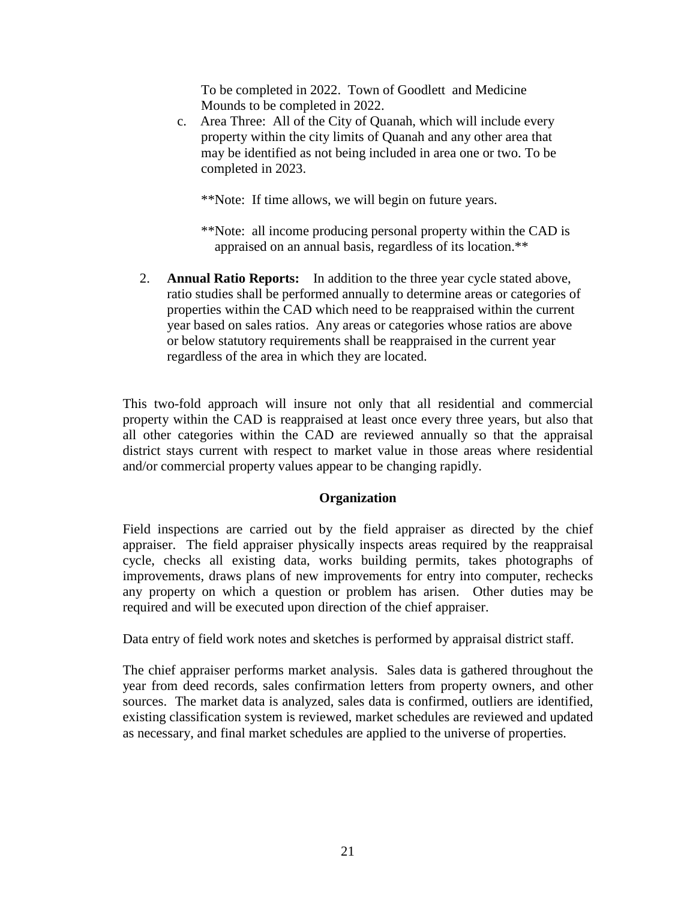To be completed in 2022. Town of Goodlett and Medicine Mounds to be completed in 2022.

c. Area Three: All of the City of Quanah, which will include every property within the city limits of Quanah and any other area that may be identified as not being included in area one or two. To be completed in 2023.

   **Note: If time allows, we will begin on future years.

   **Note: all income producing personal property within the CAD is appraised on an annual basis, regardless of its location.**

2. **Annual Ratio Reports:** In addition to the three year cycle stated above, ratio studies shall be performed annually to determine areas or categories of properties within the CAD which need to be reappraised within the current year based on sales ratios. Any areas or categories whose ratios are above or below statutory requirements shall be reappraised in the current year regardless of the area in which they are located.

This two-fold approach will insure not only that all residential and commercial property within the CAD is reappraised at least once every three years, but also that all other categories within the CAD are reviewed annually so that the appraisal district stays current with respect to market value in those areas where residential and/or commercial property values appear to be changing rapidly.

## Organization

Field inspections are carried out by the field appraiser as directed by the chief appraiser. The field appraiser physically inspects areas required by the reappraisal cycle, checks all existing data, works building permits, takes photographs of improvements, draws plans of new improvements for entry into computer, rechecks any property on which a question or problem has arisen. Other duties may be required and will be executed upon direction of the chief appraiser.

Data entry of field work notes and sketches is performed by appraisal district staff.

The chief appraiser performs market analysis. Sales data is gathered throughout the year from deed records, sales confirmation letters from property owners, and other sources. The market data is analyzed, sales data is confirmed, outliers are identified, existing classification system is reviewed, market schedules are reviewed and updated as necessary, and final market schedules are applied to the universe of properties.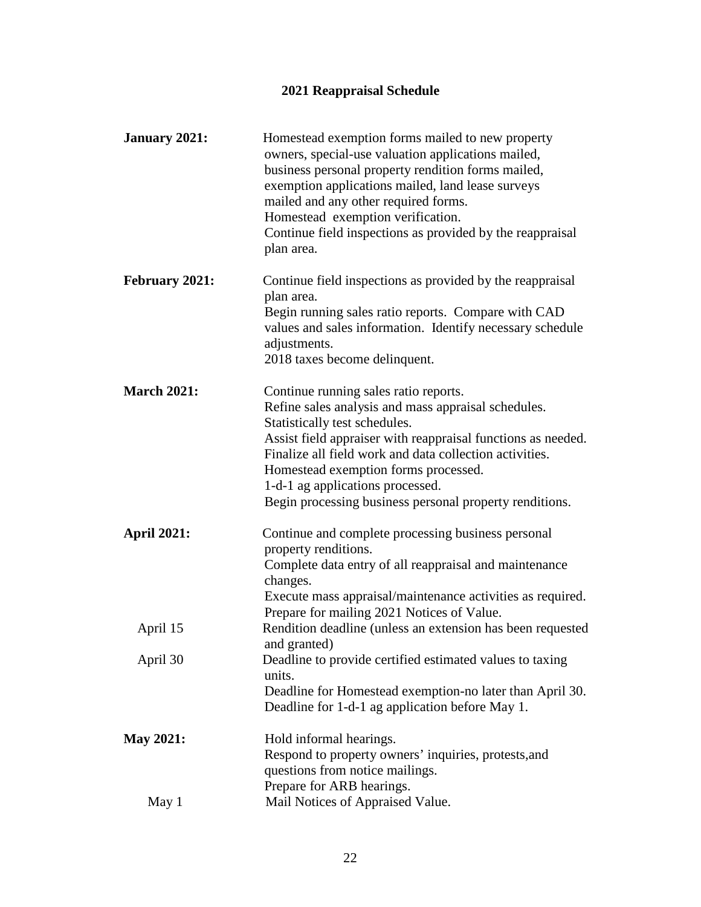## 2021 Reappraisal Schedule

**January 2021:**

Homestead exemption forms mailed to new property owners, special-use valuation applications mailed, business personal property rendition forms mailed, exemption applications mailed, land lease surveys mailed and any other required forms.
Homestead exemption verification.
Continue field inspections as provided by the reappraisal plan area.

**February 2021:**

Continue field inspections as provided by the reappraisal plan area.
Begin running sales ratio reports. Compare with CAD values and sales information. Identify necessary schedule adjustments.
2018 taxes become delinquent.

**March 2021:**

Continue running sales ratio reports.
Refine sales analysis and mass appraisal schedules.
Statistically test schedules.
Assist field appraiser with reappraisal functions as needed.
Finalize all field work and data collection activities.
Homestead exemption forms processed.
1-d-1 ag applications processed.
Begin processing business personal property renditions.

**April 2021:**

Continue and complete processing business personal property renditions.
Complete data entry of all reappraisal and maintenance changes.
Execute mass appraisal/maintenance activities as required.
Prepare for mailing 2021 Notices of Value.

April 15 — Rendition deadline (unless an extension has been requested and granted)

April 30 — Deadline to provide certified estimated values to taxing units.
Deadline for Homestead exemption-no later than April 30.
Deadline for 1-d-1 ag application before May 1.

**May 2021:**

Hold informal hearings.
Respond to property owners' inquiries, protests,and questions from notice mailings.
Prepare for ARB hearings.

May 1 — Mail Notices of Appraised Value.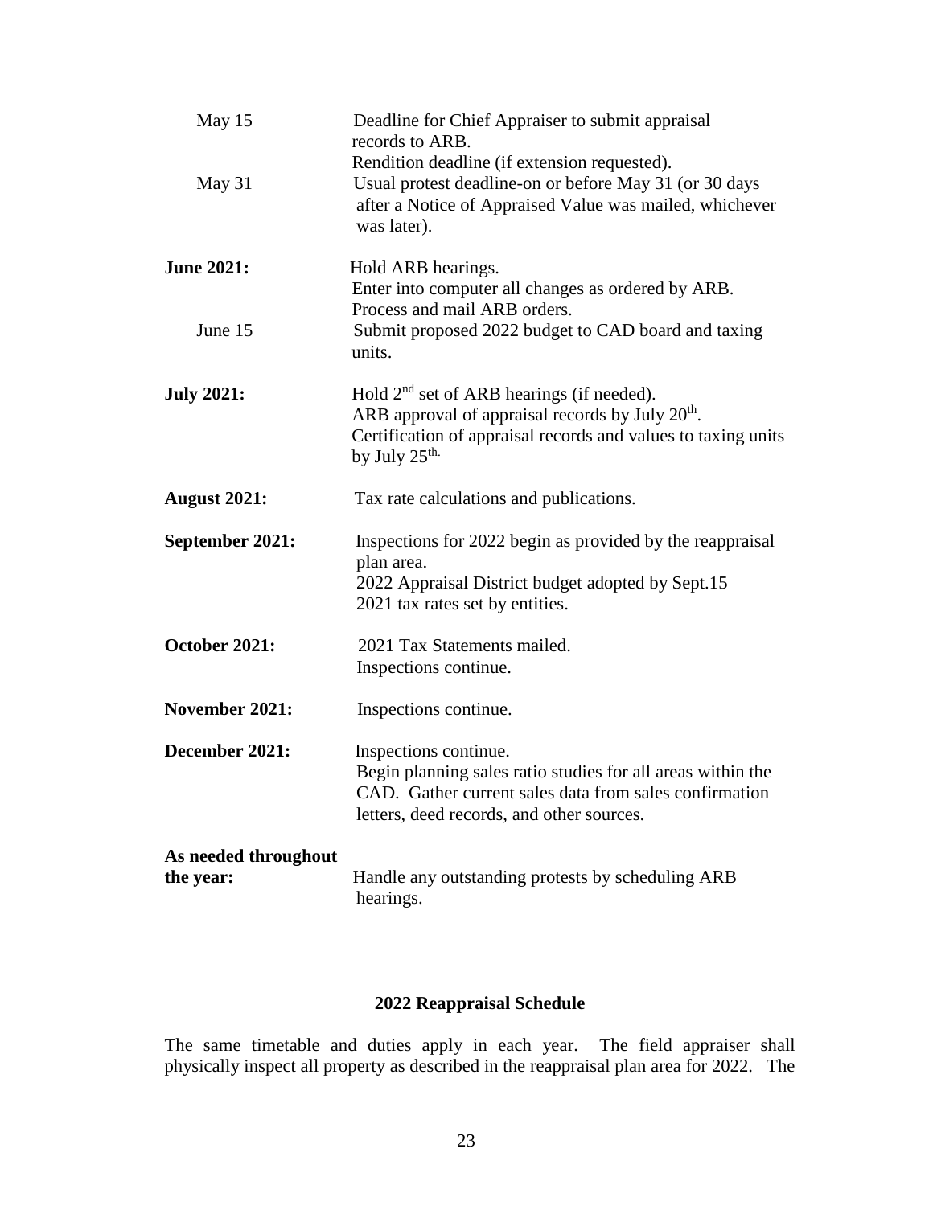| | |
|---|---|
| May 15 | Deadline for Chief Appraiser to submit appraisal records to ARB.<br>Rendition deadline (if extension requested). |
| May 31 | Usual protest deadline-on or before May 31 (or 30 days after a Notice of Appraised Value was mailed, whichever was later). |
| **June 2021:** | Hold ARB hearings.<br>Enter into computer all changes as ordered by ARB.<br>Process and mail ARB orders. |
| June 15 | Submit proposed 2022 budget to CAD board and taxing units. |
| **July 2021:** | Hold 2nd set of ARB hearings (if needed).<br>ARB approval of appraisal records by July 20th.<br>Certification of appraisal records and values to taxing units by July 25th. |
| **August 2021:** | Tax rate calculations and publications. |
| **September 2021:** | Inspections for 2022 begin as provided by the reappraisal plan area.<br>2022 Appraisal District budget adopted by Sept.15<br>2021 tax rates set by entities. |
| **October 2021:** | 2021 Tax Statements mailed.<br>Inspections continue. |
| **November 2021:** | Inspections continue. |
| **December 2021:** | Inspections continue.<br>Begin planning sales ratio studies for all areas within the CAD. Gather current sales data from sales confirmation letters, deed records, and other sources. |
| **As needed throughout the year:** | Handle any outstanding protests by scheduling ARB hearings. |

## 2022 Reappraisal Schedule

The same timetable and duties apply in each year. The field appraiser shall physically inspect all property as described in the reappraisal plan area for 2022. The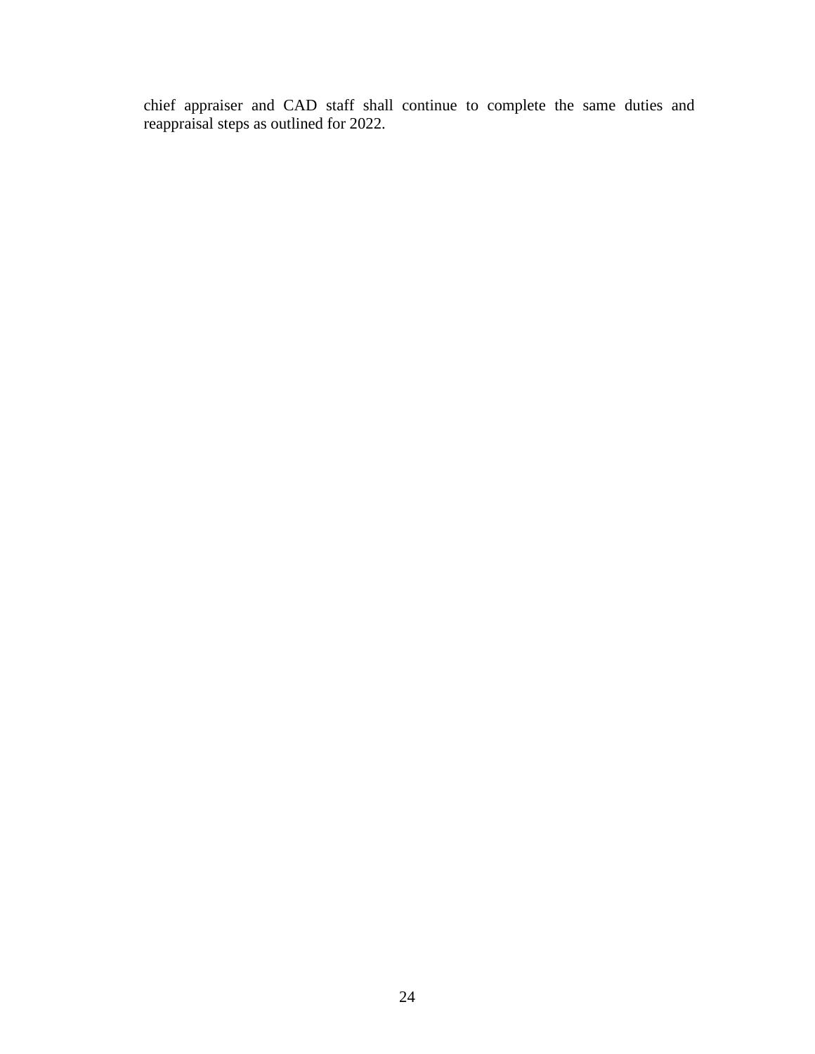chief appraiser and CAD staff shall continue to complete the same duties and reappraisal steps as outlined for 2022.